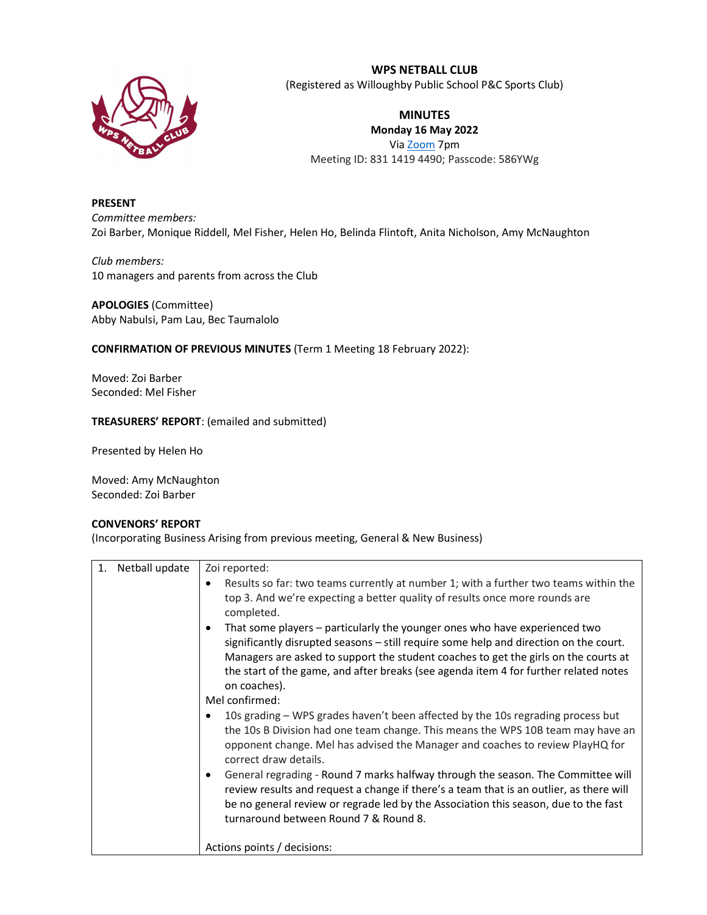# WPS NETBALL CLUB

(Registered as Willoughby Public School P&C Sports Club)

## MINUTES

**Monday 16 May 2022**

Via Zoom 7pm

Meeting ID: 831 1419 4490; Passcode: 586YWg

**PRESENT**

*Committee members:*

Zoi Barber, Monique Riddell, Mel Fisher, Helen Ho, Belinda Flintoft, Anita Nicholson, Amy McNaughton

*Club members:*

10 managers and parents from across the Club

**APOLOGIES** (Committee)

Abby Nabulsi, Pam Lau, Bec Taumalolo

**CONFIRMATION OF PREVIOUS MINUTES** (Term 1 Meeting 18 February 2022):

Moved: Zoi Barber

Seconded: Mel Fisher

**TREASURERS' REPORT**: (emailed and submitted)

Presented by Helen Ho

Moved: Amy McNaughton

Seconded: Zoi Barber

**CONVENORS' REPORT**

(Incorporating Business Arising from previous meeting, General & New Business)

| | |
|---|---|
| 1. Netball update | Zoi reported:<br>• Results so far: two teams currently at number 1; with a further two teams within the top 3. And we're expecting a better quality of results once more rounds are completed.<br>• That some players – particularly the younger ones who have experienced two significantly disrupted seasons – still require some help and direction on the court. Managers are asked to support the student coaches to get the girls on the courts at the start of the game, and after breaks (see agenda item 4 for further related notes on coaches).<br>Mel confirmed:<br>• 10s grading – WPS grades haven't been affected by the 10s regrading process but the 10s B Division had one team change. This means the WPS 10B team may have an opponent change. Mel has advised the Manager and coaches to review PlayHQ for correct draw details.<br>• General regrading - Round 7 marks halfway through the season. The Committee will review results and request a change if there's a team that is an outlier, as there will be no general review or regrade led by the Association this season, due to the fast turnaround between Round 7 & Round 8.<br><br>Actions points / decisions: |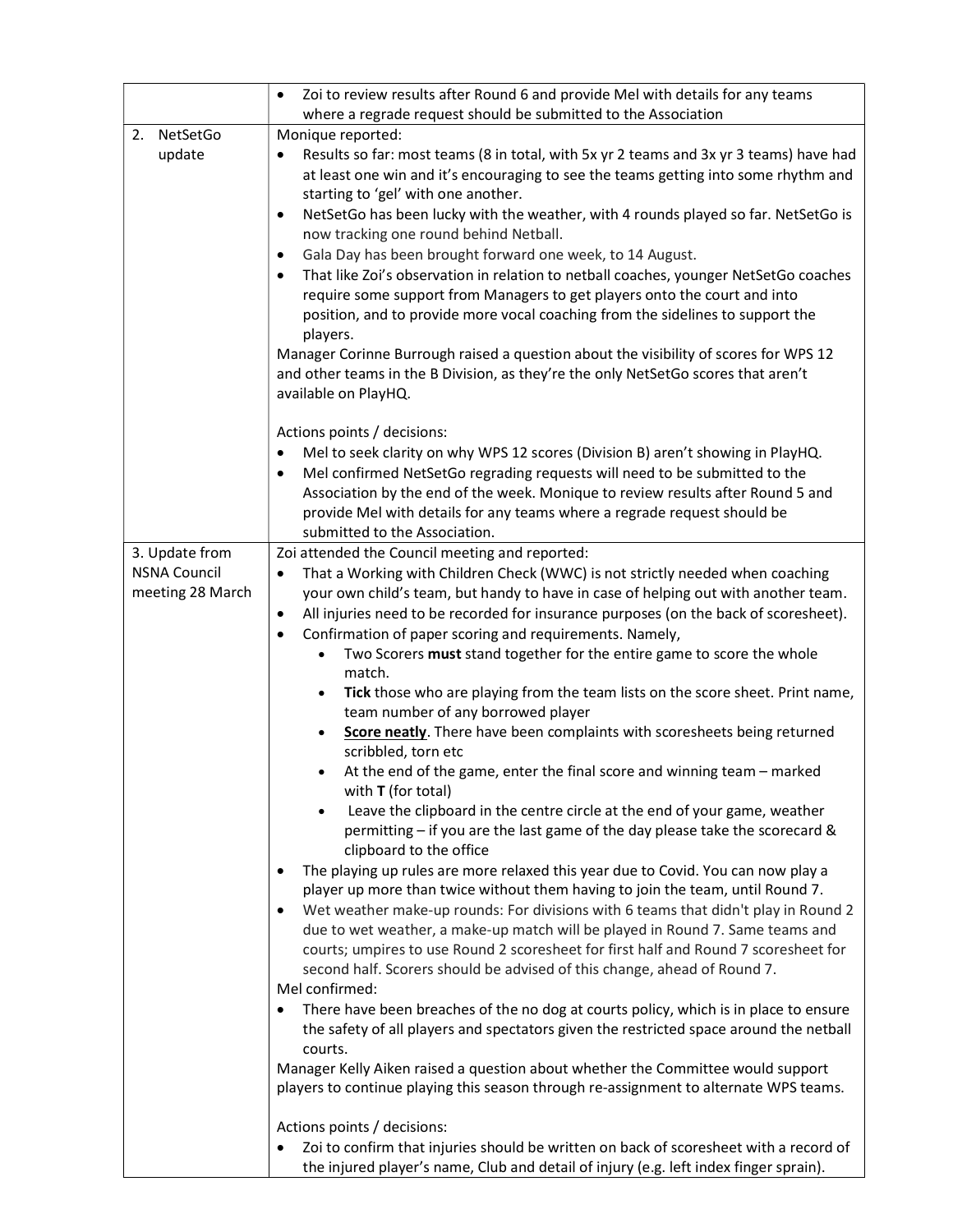| | |
|---|---|
| | • Zoi to review results after Round 6 and provide Mel with details for any teams where a regrade request should be submitted to the Association |
| 2. NetSetGo update | Monique reported:<br>• Results so far: most teams (8 in total, with 5x yr 2 teams and 3x yr 3 teams) have had at least one win and it's encouraging to see the teams getting into some rhythm and starting to 'gel' with one another.<br>• NetSetGo has been lucky with the weather, with 4 rounds played so far. NetSetGo is now tracking one round behind Netball.<br>• Gala Day has been brought forward one week, to 14 August.<br>• That like Zoi's observation in relation to netball coaches, younger NetSetGo coaches require some support from Managers to get players onto the court and into position, and to provide more vocal coaching from the sidelines to support the players.<br>Manager Corinne Burrough raised a question about the visibility of scores for WPS 12 and other teams in the B Division, as they're the only NetSetGo scores that aren't available on PlayHQ.<br><br>Actions points / decisions:<br>• Mel to seek clarity on why WPS 12 scores (Division B) aren't showing in PlayHQ.<br>• Mel confirmed NetSetGo regrading requests will need to be submitted to the Association by the end of the week. Monique to review results after Round 5 and provide Mel with details for any teams where a regrade request should be submitted to the Association. |
| 3. Update from NSNA Council meeting 28 March | Zoi attended the Council meeting and reported:<br>• That a Working with Children Check (WWC) is not strictly needed when coaching your own child's team, but handy to have in case of helping out with another team.<br>• All injuries need to be recorded for insurance purposes (on the back of scoresheet).<br>• Confirmation of paper scoring and requirements. Namely,<br>&nbsp;&nbsp;&nbsp;&nbsp;• Two Scorers **must** stand together for the entire game to score the whole match.<br>&nbsp;&nbsp;&nbsp;&nbsp;• **Tick** those who are playing from the team lists on the score sheet. Print name, team number of any borrowed player<br>&nbsp;&nbsp;&nbsp;&nbsp;• **<u>Score neatly</u>**. There have been complaints with scoresheets being returned scribbled, torn etc<br>&nbsp;&nbsp;&nbsp;&nbsp;• At the end of the game, enter the final score and winning team – marked with **T** (for total)<br>&nbsp;&nbsp;&nbsp;&nbsp;• Leave the clipboard in the centre circle at the end of your game, weather permitting – if you are the last game of the day please take the scorecard & clipboard to the office<br>• The playing up rules are more relaxed this year due to Covid. You can now play a player up more than twice without them having to join the team, until Round 7.<br>• Wet weather make-up rounds: For divisions with 6 teams that didn't play in Round 2 due to wet weather, a make-up match will be played in Round 7. Same teams and courts; umpires to use Round 2 scoresheet for first half and Round 7 scoresheet for second half. Scorers should be advised of this change, ahead of Round 7.<br>Mel confirmed:<br>• There have been breaches of the no dog at courts policy, which is in place to ensure the safety of all players and spectators given the restricted space around the netball courts.<br>Manager Kelly Aiken raised a question about whether the Committee would support players to continue playing this season through re-assignment to alternate WPS teams.<br><br>Actions points / decisions:<br>• Zoi to confirm that injuries should be written on back of scoresheet with a record of the injured player's name, Club and detail of injury (e.g. left index finger sprain). |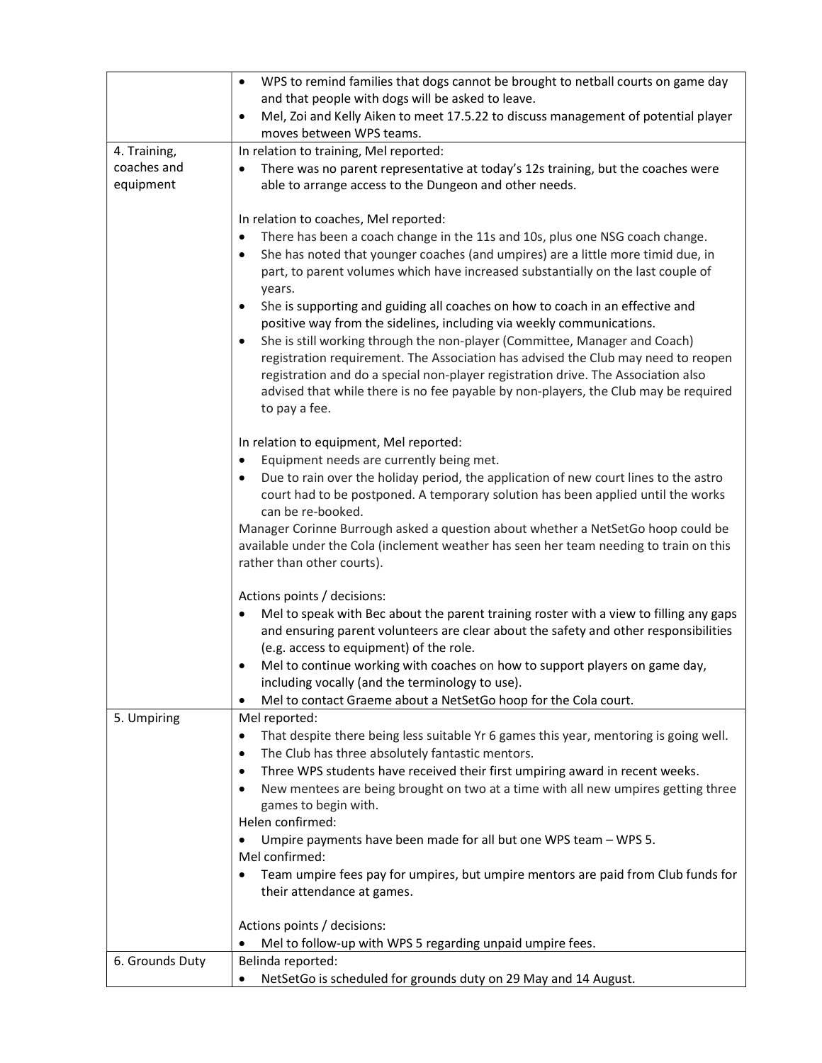| | |
|---|---|
| | • WPS to remind families that dogs cannot be brought to netball courts on game day and that people with dogs will be asked to leave.<br>• Mel, Zoi and Kelly Aiken to meet 17.5.22 to discuss management of potential player moves between WPS teams. |
| 4. Training, coaches and equipment | In relation to training, Mel reported:<br>• There was no parent representative at today's 12s training, but the coaches were able to arrange access to the Dungeon and other needs.<br><br>In relation to coaches, Mel reported:<br>• There has been a coach change in the 11s and 10s, plus one NSG coach change.<br>• She has noted that younger coaches (and umpires) are a little more timid due, in part, to parent volumes which have increased substantially on the last couple of years.<br>• She is supporting and guiding all coaches on how to coach in an effective and positive way from the sidelines, including via weekly communications.<br>• She is still working through the non-player (Committee, Manager and Coach) registration requirement. The Association has advised the Club may need to reopen registration and do a special non-player registration drive. The Association also advised that while there is no fee payable by non-players, the Club may be required to pay a fee.<br><br>In relation to equipment, Mel reported:<br>• Equipment needs are currently being met.<br>• Due to rain over the holiday period, the application of new court lines to the astro court had to be postponed. A temporary solution has been applied until the works can be re-booked.<br>Manager Corinne Burrough asked a question about whether a NetSetGo hoop could be available under the Cola (inclement weather has seen her team needing to train on this rather than other courts).<br><br>Actions points / decisions:<br>• Mel to speak with Bec about the parent training roster with a view to filling any gaps and ensuring parent volunteers are clear about the safety and other responsibilities (e.g. access to equipment) of the role.<br>• Mel to continue working with coaches on how to support players on game day, including vocally (and the terminology to use).<br>• Mel to contact Graeme about a NetSetGo hoop for the Cola court. |
| 5. Umpiring | Mel reported:<br>• That despite there being less suitable Yr 6 games this year, mentoring is going well.<br>• The Club has three absolutely fantastic mentors.<br>• Three WPS students have received their first umpiring award in recent weeks.<br>• New mentees are being brought on two at a time with all new umpires getting three games to begin with.<br>Helen confirmed:<br>• Umpire payments have been made for all but one WPS team – WPS 5.<br>Mel confirmed:<br>• Team umpire fees pay for umpires, but umpire mentors are paid from Club funds for their attendance at games.<br><br>Actions points / decisions:<br>• Mel to follow-up with WPS 5 regarding unpaid umpire fees. |
| 6. Grounds Duty | Belinda reported:<br>• NetSetGo is scheduled for grounds duty on 29 May and 14 August. |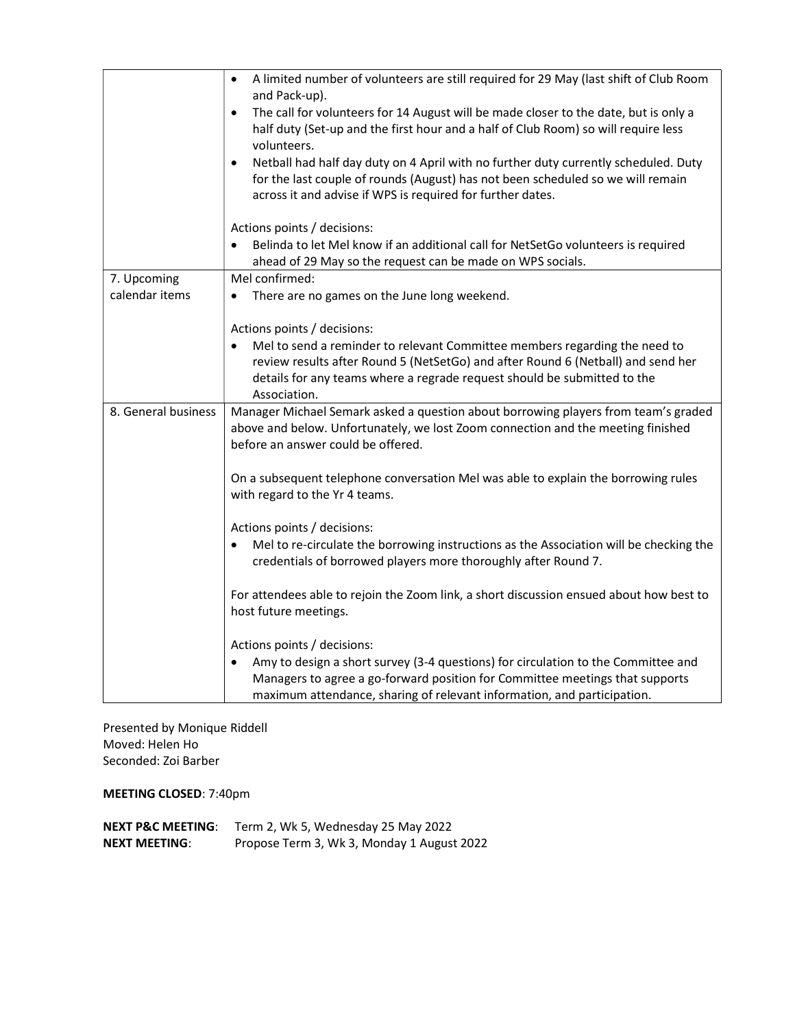| | |
|---|---|
| | • A limited number of volunteers are still required for 29 May (last shift of Club Room and Pack-up).<br>• The call for volunteers for 14 August will be made closer to the date, but is only a half duty (Set-up and the first hour and a half of Club Room) so will require less volunteers.<br>• Netball had half day duty on 4 April with no further duty currently scheduled. Duty for the last couple of rounds (August) has not been scheduled so we will remain across it and advise if WPS is required for further dates.<br><br>Actions points / decisions:<br>• Belinda to let Mel know if an additional call for NetSetGo volunteers is required ahead of 29 May so the request can be made on WPS socials. |
| 7. Upcoming calendar items | Mel confirmed:<br>• There are no games on the June long weekend.<br><br>Actions points / decisions:<br>• Mel to send a reminder to relevant Committee members regarding the need to review results after Round 5 (NetSetGo) and after Round 6 (Netball) and send her details for any teams where a regrade request should be submitted to the Association. |
| 8. General business | Manager Michael Semark asked a question about borrowing players from team's graded above and below. Unfortunately, we lost Zoom connection and the meeting finished before an answer could be offered.<br><br>On a subsequent telephone conversation Mel was able to explain the borrowing rules with regard to the Yr 4 teams.<br><br>Actions points / decisions:<br>• Mel to re-circulate the borrowing instructions as the Association will be checking the credentials of borrowed players more thoroughly after Round 7.<br><br>For attendees able to rejoin the Zoom link, a short discussion ensued about how best to host future meetings.<br><br>Actions points / decisions:<br>• Amy to design a short survey (3-4 questions) for circulation to the Committee and Managers to agree a go-forward position for Committee meetings that supports maximum attendance, sharing of relevant information, and participation. |

Presented by Monique Riddell
Moved: Helen Ho
Seconded: Zoi Barber

**MEETING CLOSED**: 7:40pm

**NEXT P&C MEETING**: Term 2, Wk 5, Wednesday 25 May 2022
**NEXT MEETING**: Propose Term 3, Wk 3, Monday 1 August 2022